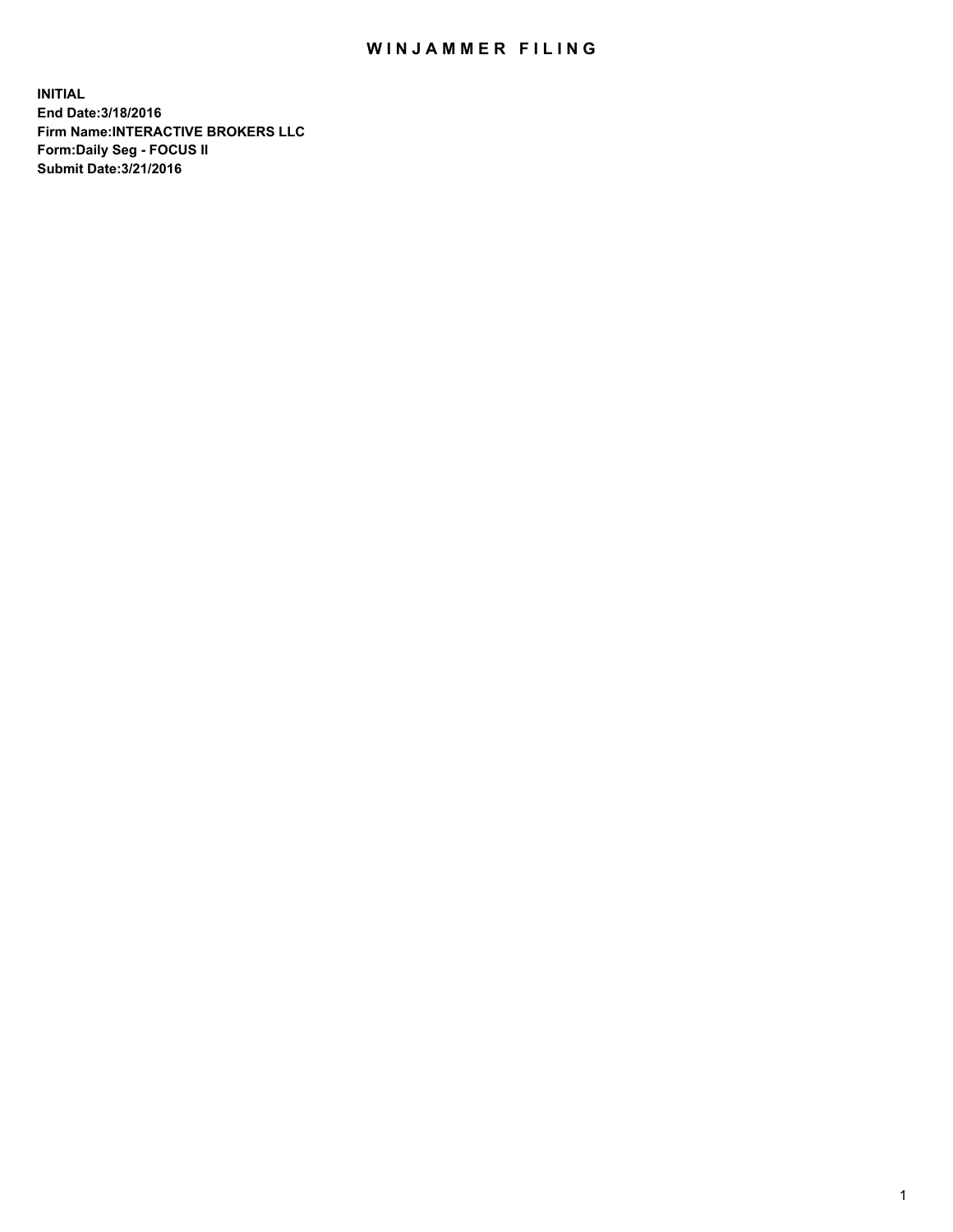# WINJAMMER FILING

**INITIAL**
**End Date:3/18/2016**
**Firm Name:INTERACTIVE BROKERS LLC**
**Form:Daily Seg - FOCUS II**
**Submit Date:3/21/2016**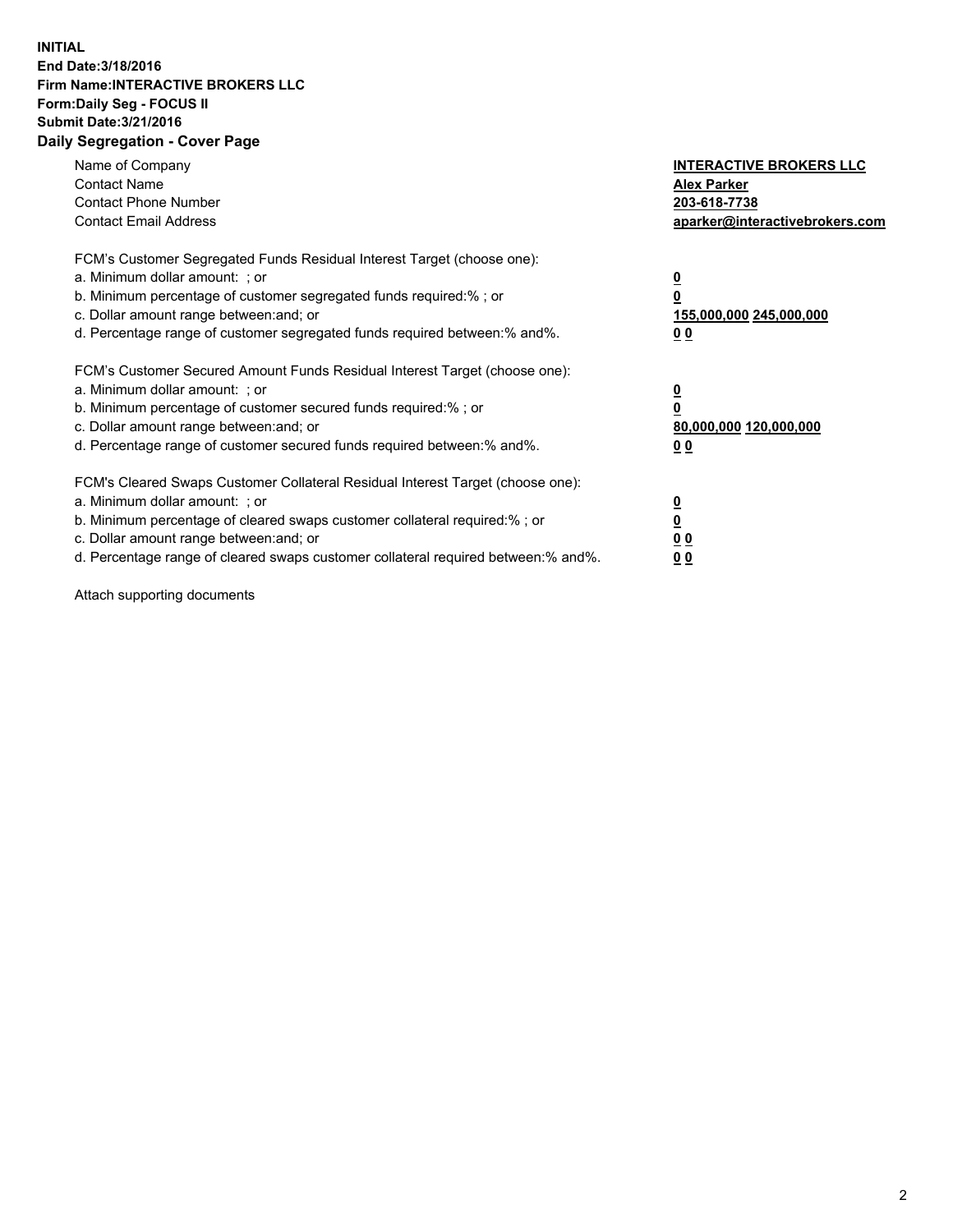**INITIAL**
**End Date:3/18/2016**
**Firm Name:INTERACTIVE BROKERS LLC**
**Form:Daily Seg - FOCUS II**
**Submit Date:3/21/2016**

## Daily Segregation - Cover Page

| | |
|---|---|
| Name of Company | **INTERACTIVE BROKERS LLC** |
| Contact Name | **Alex Parker** |
| Contact Phone Number | **203-618-7738** |
| Contact Email Address | **aparker@interactivebrokers.com** |

FCM's Customer Segregated Funds Residual Interest Target (choose one):

| | |
|---|---|
| a. Minimum dollar amount: ; or | **0** |
| b. Minimum percentage of customer segregated funds required:% ; or | **0** |
| c. Dollar amount range between:and; or | **155,000,000 245,000,000** |
| d. Percentage range of customer segregated funds required between:% and%. | **0 0** |

FCM's Customer Secured Amount Funds Residual Interest Target (choose one):

| | |
|---|---|
| a. Minimum dollar amount: ; or | **0** |
| b. Minimum percentage of customer secured funds required:% ; or | **0** |
| c. Dollar amount range between:and; or | **80,000,000 120,000,000** |
| d. Percentage range of customer secured funds required between:% and%. | **0 0** |

FCM's Cleared Swaps Customer Collateral Residual Interest Target (choose one):

| | |
|---|---|
| a. Minimum dollar amount: ; or | **0** |
| b. Minimum percentage of cleared swaps customer collateral required:% ; or | **0** |
| c. Dollar amount range between:and; or | **0 0** |
| d. Percentage range of cleared swaps customer collateral required between:% and%. | **0 0** |

Attach supporting documents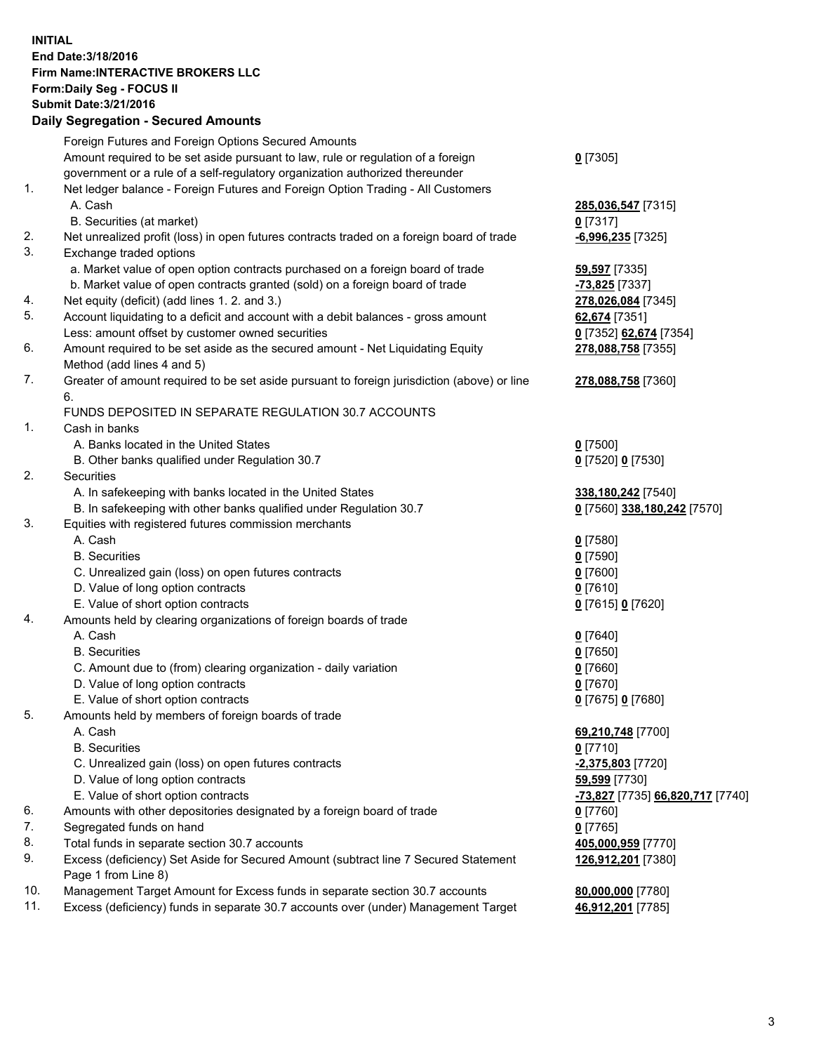**INITIAL**
**End Date:3/18/2016**
**Firm Name:INTERACTIVE BROKERS LLC**
**Form:Daily Seg - FOCUS II**
**Submit Date:3/21/2016**

**Daily Segregation - Secured Amounts**

| | | |
|---|---|---|
| | Foreign Futures and Foreign Options Secured Amounts | |
| | Amount required to be set aside pursuant to law, rule or regulation of a foreign government or a rule of a self-regulatory organization authorized thereunder | **0** [7305] |
| 1. | Net ledger balance - Foreign Futures and Foreign Option Trading - All Customers | |
| | A. Cash | **285,036,547** [7315] |
| | B. Securities (at market) | **0** [7317] |
| 2. | Net unrealized profit (loss) in open futures contracts traded on a foreign board of trade | **-6,996,235** [7325] |
| 3. | Exchange traded options | |
| | a. Market value of open option contracts purchased on a foreign board of trade | **59,597** [7335] |
| | b. Market value of open contracts granted (sold) on a foreign board of trade | **-73,825** [7337] |
| 4. | Net equity (deficit) (add lines 1. 2. and 3.) | **278,026,084** [7345] |
| 5. | Account liquidating to a deficit and account with a debit balances - gross amount | **62,674** [7351] |
| | Less: amount offset by customer owned securities | **0** [7352] **62,674** [7354] |
| 6. | Amount required to be set aside as the secured amount - Net Liquidating Equity Method (add lines 4 and 5) | **278,088,758** [7355] |
| 7. | Greater of amount required to be set aside pursuant to foreign jurisdiction (above) or line 6. | **278,088,758** [7360] |
| | FUNDS DEPOSITED IN SEPARATE REGULATION 30.7 ACCOUNTS | |
| 1. | Cash in banks | |
| | A. Banks located in the United States | **0** [7500] |
| | B. Other banks qualified under Regulation 30.7 | **0** [7520] **0** [7530] |
| 2. | Securities | |
| | A. In safekeeping with banks located in the United States | **338,180,242** [7540] |
| | B. In safekeeping with other banks qualified under Regulation 30.7 | **0** [7560] **338,180,242** [7570] |
| 3. | Equities with registered futures commission merchants | |
| | A. Cash | **0** [7580] |
| | B. Securities | **0** [7590] |
| | C. Unrealized gain (loss) on open futures contracts | **0** [7600] |
| | D. Value of long option contracts | **0** [7610] |
| | E. Value of short option contracts | **0** [7615] **0** [7620] |
| 4. | Amounts held by clearing organizations of foreign boards of trade | |
| | A. Cash | **0** [7640] |
| | B. Securities | **0** [7650] |
| | C. Amount due to (from) clearing organization - daily variation | **0** [7660] |
| | D. Value of long option contracts | **0** [7670] |
| | E. Value of short option contracts | **0** [7675] **0** [7680] |
| 5. | Amounts held by members of foreign boards of trade | |
| | A. Cash | **69,210,748** [7700] |
| | B. Securities | **0** [7710] |
| | C. Unrealized gain (loss) on open futures contracts | **-2,375,803** [7720] |
| | D. Value of long option contracts | **59,599** [7730] |
| | E. Value of short option contracts | **-73,827** [7735] **66,820,717** [7740] |
| 6. | Amounts with other depositories designated by a foreign board of trade | **0** [7760] |
| 7. | Segregated funds on hand | **0** [7765] |
| 8. | Total funds in separate section 30.7 accounts | **405,000,959** [7770] |
| 9. | Excess (deficiency) Set Aside for Secured Amount (subtract line 7 Secured Statement Page 1 from Line 8) | **126,912,201** [7380] |
| 10. | Management Target Amount for Excess funds in separate section 30.7 accounts | **80,000,000** [7780] |
| 11. | Excess (deficiency) funds in separate 30.7 accounts over (under) Management Target | **46,912,201** [7785] |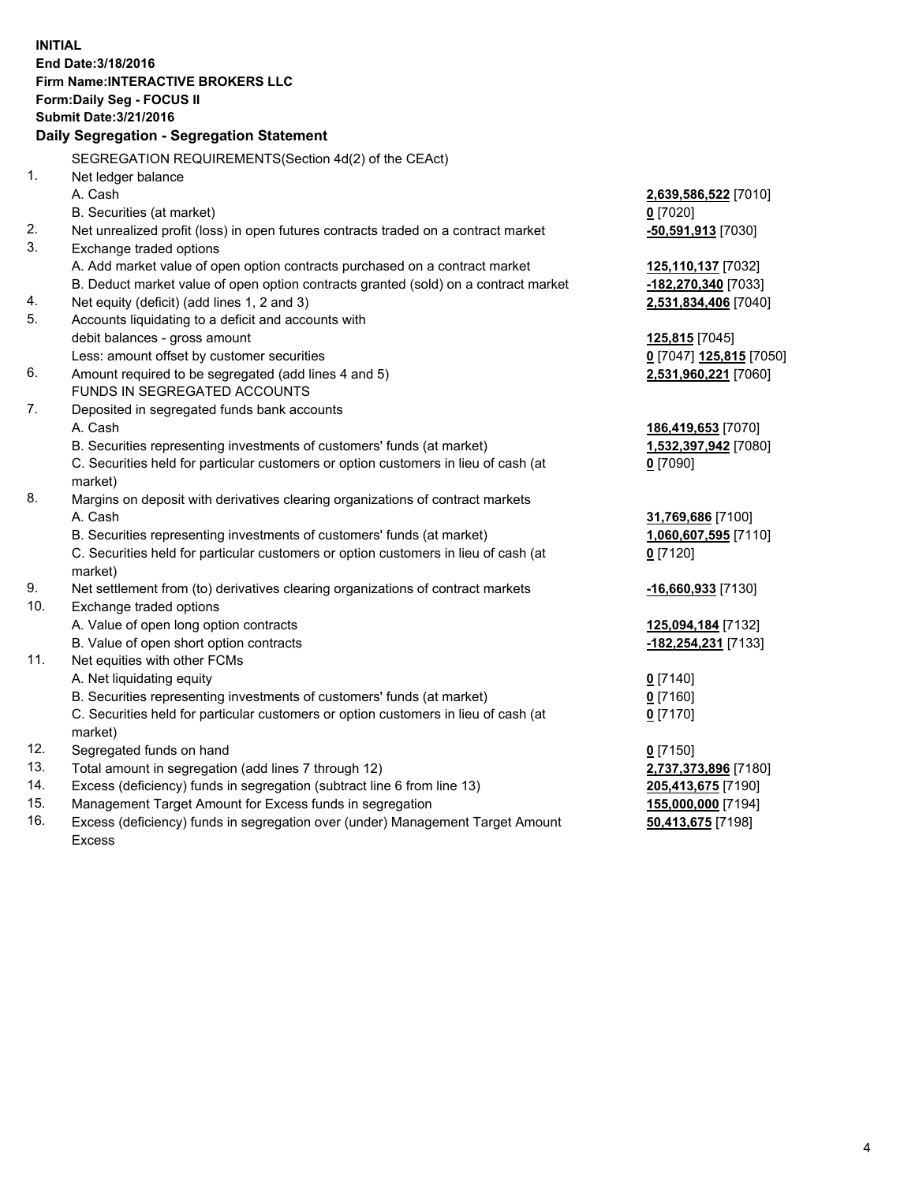**INITIAL**
**End Date:3/18/2016**
**Firm Name:INTERACTIVE BROKERS LLC**
**Form:Daily Seg - FOCUS II**
**Submit Date:3/21/2016**

## Daily Segregation - Segregation Statement

| | | |
|---|---|---|
| | SEGREGATION REQUIREMENTS(Section 4d(2) of the CEAct) | |
| 1. | Net ledger balance | |
| | A. Cash | **2,639,586,522** [7010] |
| | B. Securities (at market) | **0** [7020] |
| 2. | Net unrealized profit (loss) in open futures contracts traded on a contract market | **-50,591,913** [7030] |
| 3. | Exchange traded options | |
| | A. Add market value of open option contracts purchased on a contract market | **125,110,137** [7032] |
| | B. Deduct market value of open option contracts granted (sold) on a contract market | **-182,270,340** [7033] |
| 4. | Net equity (deficit) (add lines 1, 2 and 3) | **2,531,834,406** [7040] |
| 5. | Accounts liquidating to a deficit and accounts with | |
| | debit balances - gross amount | **125,815** [7045] |
| | Less: amount offset by customer securities | **0** [7047] **125,815** [7050] |
| 6. | Amount required to be segregated (add lines 4 and 5) | **2,531,960,221** [7060] |
| | FUNDS IN SEGREGATED ACCOUNTS | |
| 7. | Deposited in segregated funds bank accounts | |
| | A. Cash | **186,419,653** [7070] |
| | B. Securities representing investments of customers' funds (at market) | **1,532,397,942** [7080] |
| | C. Securities held for particular customers or option customers in lieu of cash (at market) | **0** [7090] |
| 8. | Margins on deposit with derivatives clearing organizations of contract markets | |
| | A. Cash | **31,769,686** [7100] |
| | B. Securities representing investments of customers' funds (at market) | **1,060,607,595** [7110] |
| | C. Securities held for particular customers or option customers in lieu of cash (at market) | **0** [7120] |
| 9. | Net settlement from (to) derivatives clearing organizations of contract markets | **-16,660,933** [7130] |
| 10. | Exchange traded options | |
| | A. Value of open long option contracts | **125,094,184** [7132] |
| | B. Value of open short option contracts | **-182,254,231** [7133] |
| 11. | Net equities with other FCMs | |
| | A. Net liquidating equity | **0** [7140] |
| | B. Securities representing investments of customers' funds (at market) | **0** [7160] |
| | C. Securities held for particular customers or option customers in lieu of cash (at market) | **0** [7170] |
| 12. | Segregated funds on hand | **0** [7150] |
| 13. | Total amount in segregation (add lines 7 through 12) | **2,737,373,896** [7180] |
| 14. | Excess (deficiency) funds in segregation (subtract line 6 from line 13) | **205,413,675** [7190] |
| 15. | Management Target Amount for Excess funds in segregation | **155,000,000** [7194] |
| 16. | Excess (deficiency) funds in segregation over (under) Management Target Amount Excess | **50,413,675** [7198] |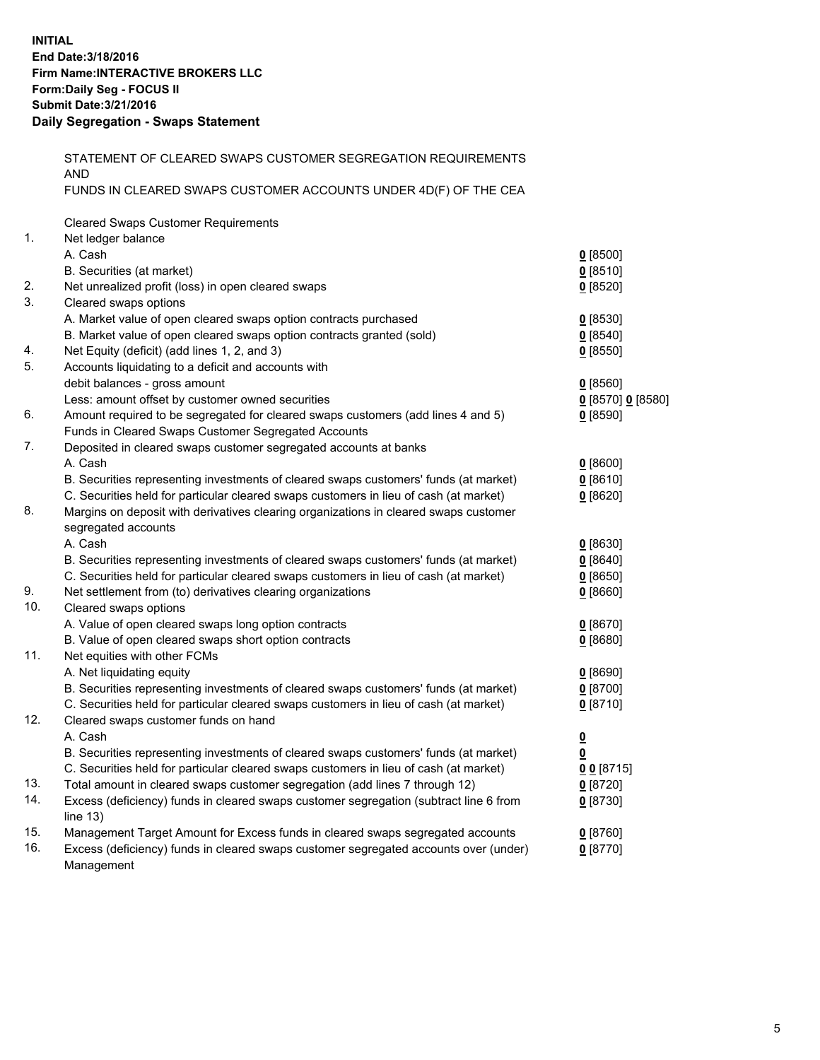**INITIAL**
**End Date:3/18/2016**
**Firm Name:INTERACTIVE BROKERS LLC**
**Form:Daily Seg - FOCUS II**
**Submit Date:3/21/2016**
**Daily Segregation - Swaps Statement**

STATEMENT OF CLEARED SWAPS CUSTOMER SEGREGATION REQUIREMENTS AND FUNDS IN CLEARED SWAPS CUSTOMER ACCOUNTS UNDER 4D(F) OF THE CEA

| | | |
|---|---|---|
| | Cleared Swaps Customer Requirements | |
| 1. | Net ledger balance | |
| | A. Cash | 0 [8500] |
| | B. Securities (at market) | 0 [8510] |
| 2. | Net unrealized profit (loss) in open cleared swaps | 0 [8520] |
| 3. | Cleared swaps options | |
| | A. Market value of open cleared swaps option contracts purchased | 0 [8530] |
| | B. Market value of open cleared swaps option contracts granted (sold) | 0 [8540] |
| 4. | Net Equity (deficit) (add lines 1, 2, and 3) | 0 [8550] |
| 5. | Accounts liquidating to a deficit and accounts with debit balances - gross amount | 0 [8560] |
| | Less: amount offset by customer owned securities | 0 [8570] 0 [8580] |
| 6. | Amount required to be segregated for cleared swaps customers (add lines 4 and 5) | 0 [8590] |
| | Funds in Cleared Swaps Customer Segregated Accounts | |
| 7. | Deposited in cleared swaps customer segregated accounts at banks | |
| | A. Cash | 0 [8600] |
| | B. Securities representing investments of cleared swaps customers' funds (at market) | 0 [8610] |
| | C. Securities held for particular cleared swaps customers in lieu of cash (at market) | 0 [8620] |
| 8. | Margins on deposit with derivatives clearing organizations in cleared swaps customer segregated accounts | |
| | A. Cash | 0 [8630] |
| | B. Securities representing investments of cleared swaps customers' funds (at market) | 0 [8640] |
| | C. Securities held for particular cleared swaps customers in lieu of cash (at market) | 0 [8650] |
| 9. | Net settlement from (to) derivatives clearing organizations | 0 [8660] |
| 10. | Cleared swaps options | |
| | A. Value of open cleared swaps long option contracts | 0 [8670] |
| | B. Value of open cleared swaps short option contracts | 0 [8680] |
| 11. | Net equities with other FCMs | |
| | A. Net liquidating equity | 0 [8690] |
| | B. Securities representing investments of cleared swaps customers' funds (at market) | 0 [8700] |
| | C. Securities held for particular cleared swaps customers in lieu of cash (at market) | 0 [8710] |
| 12. | Cleared swaps customer funds on hand | |
| | A. Cash | 0 |
| | B. Securities representing investments of cleared swaps customers' funds (at market) | 0 |
| | C. Securities held for particular cleared swaps customers in lieu of cash (at market) | 0 0 [8715] |
| 13. | Total amount in cleared swaps customer segregation (add lines 7 through 12) | 0 [8720] |
| 14. | Excess (deficiency) funds in cleared swaps customer segregation (subtract line 6 from line 13) | 0 [8730] |
| 15. | Management Target Amount for Excess funds in cleared swaps segregated accounts | 0 [8760] |
| 16. | Excess (deficiency) funds in cleared swaps customer segregated accounts over (under) Management | 0 [8770] |